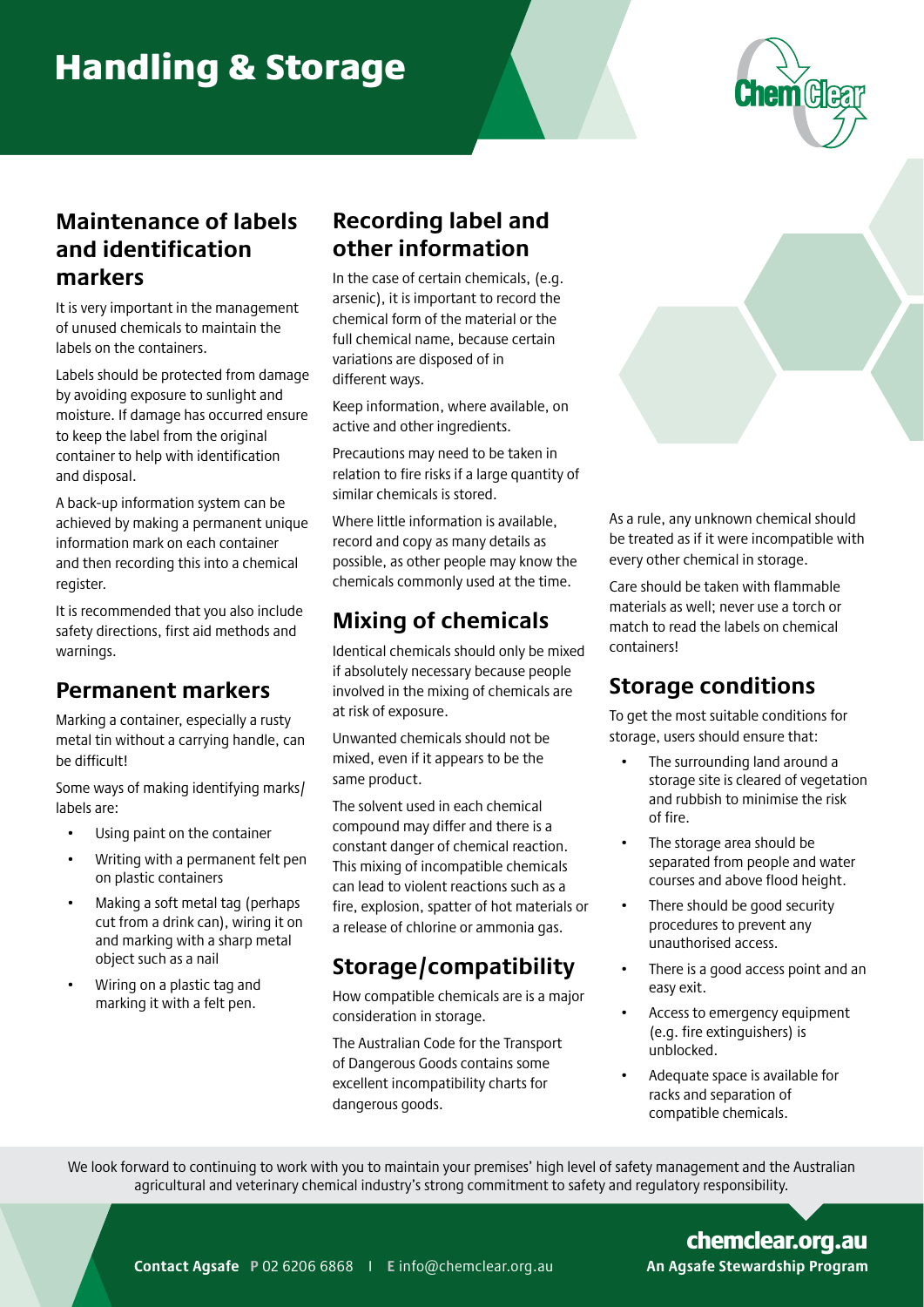# Handling & Storage

## Maintenance of labels and identification markers

It is very important in the management of unused chemicals to maintain the labels on the containers.

Labels should be protected from damage by avoiding exposure to sunlight and moisture. If damage has occurred ensure to keep the label from the original container to help with identification and disposal.

A back-up information system can be achieved by making a permanent unique information mark on each container and then recording this into a chemical register.

It is recommended that you also include safety directions, first aid methods and warnings.

## Permanent markers

Marking a container, especially a rusty metal tin without a carrying handle, can be difficult!

Some ways of making identifying marks/labels are:

- Using paint on the container
- Writing with a permanent felt pen on plastic containers
- Making a soft metal tag (perhaps cut from a drink can), wiring it on and marking with a sharp metal object such as a nail
- Wiring on a plastic tag and marking it with a felt pen.

## Recording label and other information

In the case of certain chemicals, (e.g. arsenic), it is important to record the chemical form of the material or the full chemical name, because certain variations are disposed of in different ways.

Keep information, where available, on active and other ingredients.

Precautions may need to be taken in relation to fire risks if a large quantity of similar chemicals is stored.

Where little information is available, record and copy as many details as possible, as other people may know the chemicals commonly used at the time.

## Mixing of chemicals

Identical chemicals should only be mixed if absolutely necessary because people involved in the mixing of chemicals are at risk of exposure.

Unwanted chemicals should not be mixed, even if it appears to be the same product.

The solvent used in each chemical compound may differ and there is a constant danger of chemical reaction. This mixing of incompatible chemicals can lead to violent reactions such as a fire, explosion, spatter of hot materials or a release of chlorine or ammonia gas.

## Storage/compatibility

How compatible chemicals are is a major consideration in storage.

The Australian Code for the Transport of Dangerous Goods contains some excellent incompatibility charts for dangerous goods.

As a rule, any unknown chemical should be treated as if it were incompatible with every other chemical in storage.

Care should be taken with flammable materials as well; never use a torch or match to read the labels on chemical containers!

## Storage conditions

To get the most suitable conditions for storage, users should ensure that:

- The surrounding land around a storage site is cleared of vegetation and rubbish to minimise the risk of fire.
- The storage area should be separated from people and water courses and above flood height.
- There should be good security procedures to prevent any unauthorised access.
- There is a good access point and an easy exit.
- Access to emergency equipment (e.g. fire extinguishers) is unblocked.
- Adequate space is available for racks and separation of compatible chemicals.

We look forward to continuing to work with you to maintain your premises' high level of safety management and the Australian agricultural and veterinary chemical industry's strong commitment to safety and regulatory responsibility.

**Contact Agsafe** **P** 02 6206 6868 | **E** info@chemclear.org.au

**chemclear.org.au**
**An Agsafe Stewardship Program**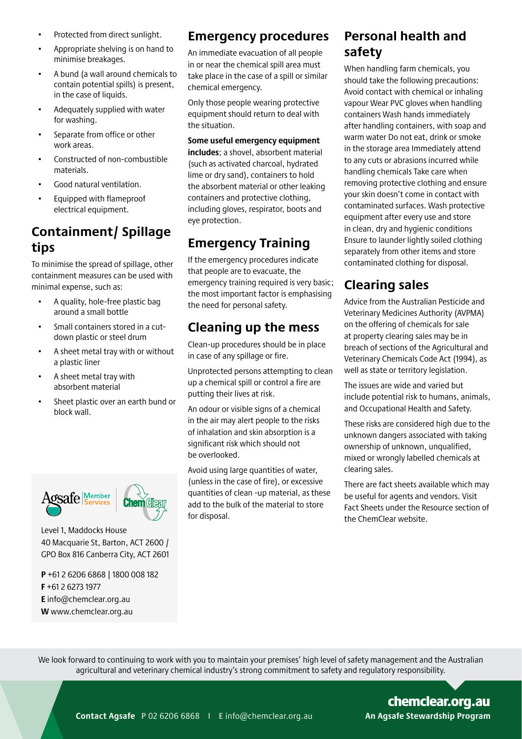- Protected from direct sunlight.
- Appropriate shelving is on hand to minimise breakages.
- A bund (a wall around chemicals to contain potential spills) is present, in the case of liquids.
- Adequately supplied with water for washing.
- Separate from office or other work areas.
- Constructed of non-combustible materials.
- Good natural ventilation.
- Equipped with flameproof electrical equipment.

## Containment/ Spillage tips

To minimise the spread of spillage, other containment measures can be used with minimal expense, such as:

- A quality, hole-free plastic bag around a small bottle
- Small containers stored in a cut-down plastic or steel drum
- A sheet metal tray with or without a plastic liner
- A sheet metal tray with absorbent material
- Sheet plastic over an earth bund or block wall.

Agsafe Member Services | ChemClear

Level 1, Maddocks House
40 Macquarie St, Barton, ACT 2600 /
GPO Box 816 Canberra City, ACT 2601

**P** +61 2 6206 6868 | 1800 008 182
**F** +61 2 6273 1977
**E** info@chemclear.org.au
**W** www.chemclear.org.au

## Emergency procedures

An immediate evacuation of all people in or near the chemical spill area must take place in the case of a spill or similar chemical emergency.

Only those people wearing protective equipment should return to deal with the situation.

**Some useful emergency equipment includes**; a shovel, absorbent material (such as activated charcoal, hydrated lime or dry sand), containers to hold the absorbent material or other leaking containers and protective clothing, including gloves, respirator, boots and eye protection.

## Emergency Training

If the emergency procedures indicate that people are to evacuate, the emergency training required is very basic; the most important factor is emphasising the need for personal safety.

## Cleaning up the mess

Clean-up procedures should be in place in case of any spillage or fire.

Unprotected persons attempting to clean up a chemical spill or control a fire are putting their lives at risk.

An odour or visible signs of a chemical in the air may alert people to the risks of inhalation and skin absorption is a significant risk which should not be overlooked.

Avoid using large quantities of water, (unless in the case of fire), or excessive quantities of clean -up material, as these add to the bulk of the material to store for disposal.

## Personal health and safety

When handling farm chemicals, you should take the following precautions: Avoid contact with chemical or inhaling vapour Wear PVC gloves when handling containers Wash hands immediately after handling containers, with soap and warm water Do not eat, drink or smoke in the storage area Immediately attend to any cuts or abrasions incurred while handling chemicals Take care when removing protective clothing and ensure your skin doesn't come in contact with contaminated surfaces. Wash protective equipment after every use and store in clean, dry and hygienic conditions Ensure to launder lightly soiled clothing separately from other items and store contaminated clothing for disposal.

## Clearing sales

Advice from the Australian Pesticide and Veterinary Medicines Authority (AVPMA) on the offering of chemicals for sale at property clearing sales may be in breach of sections of the Agricultural and Veterinary Chemicals Code Act (1994), as well as state or territory legislation.

The issues are wide and varied but include potential risk to humans, animals, and Occupational Health and Safety.

These risks are considered high due to the unknown dangers associated with taking ownership of unknown, unqualified, mixed or wrongly labelled chemicals at clearing sales.

There are fact sheets available which may be useful for agents and vendors. Visit Fact Sheets under the Resource section of the ChemClear website.

We look forward to continuing to work with you to maintain your premises' high level of safety management and the Australian agricultural and veterinary chemical industry's strong commitment to safety and regulatory responsibility.

**Contact Agsafe** **P** 02 6206 6868 | **E** info@chemclear.org.au

**chemclear.org.au**
**An Agsafe Stewardship Program**